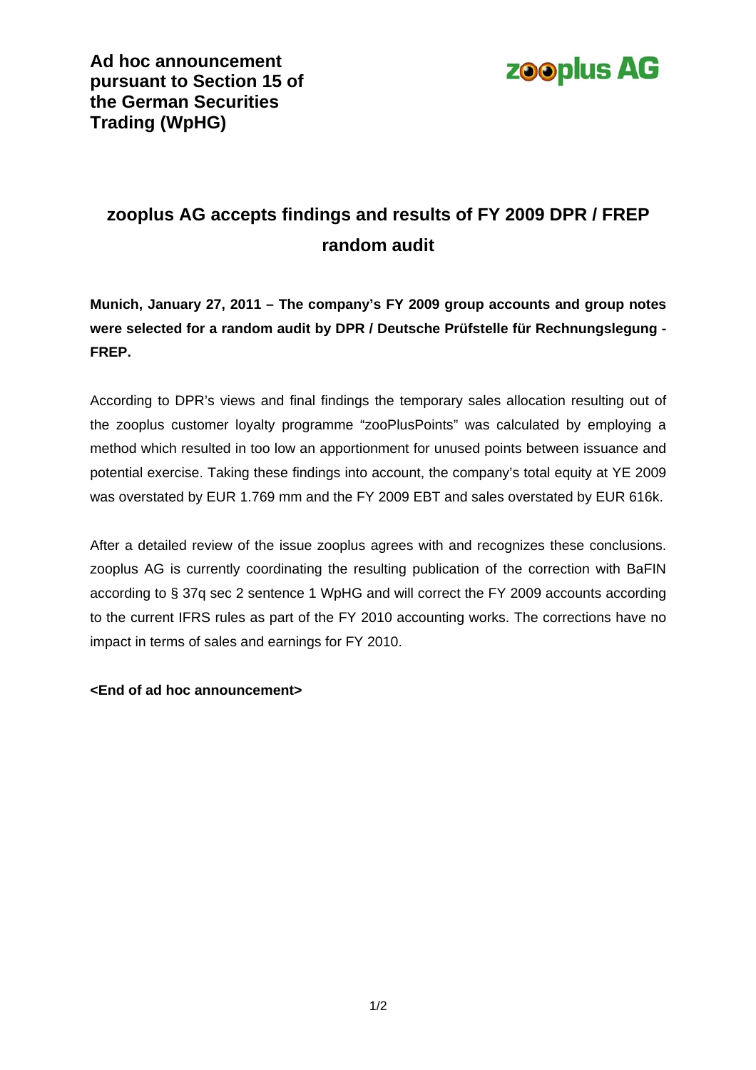**Ad hoc announcement pursuant to Section 15 of the German Securities Trading (WpHG)**

zooplus AG

# zooplus AG accepts findings and results of FY 2009 DPR / FREP random audit

**Munich, January 27, 2011 – The company's FY 2009 group accounts and group notes were selected for a random audit by DPR / Deutsche Prüfstelle für Rechnungslegung - FREP.**

According to DPR's views and final findings the temporary sales allocation resulting out of the zooplus customer loyalty programme "zooPlusPoints" was calculated by employing a method which resulted in too low an apportionment for unused points between issuance and potential exercise. Taking these findings into account, the company's total equity at YE 2009 was overstated by EUR 1.769 mm and the FY 2009 EBT and sales overstated by EUR 616k.

After a detailed review of the issue zooplus agrees with and recognizes these conclusions. zooplus AG is currently coordinating the resulting publication of the correction with BaFIN according to § 37q sec 2 sentence 1 WpHG and will correct the FY 2009 accounts according to the current IFRS rules as part of the FY 2010 accounting works. The corrections have no impact in terms of sales and earnings for FY 2010.

**<End of ad hoc announcement>**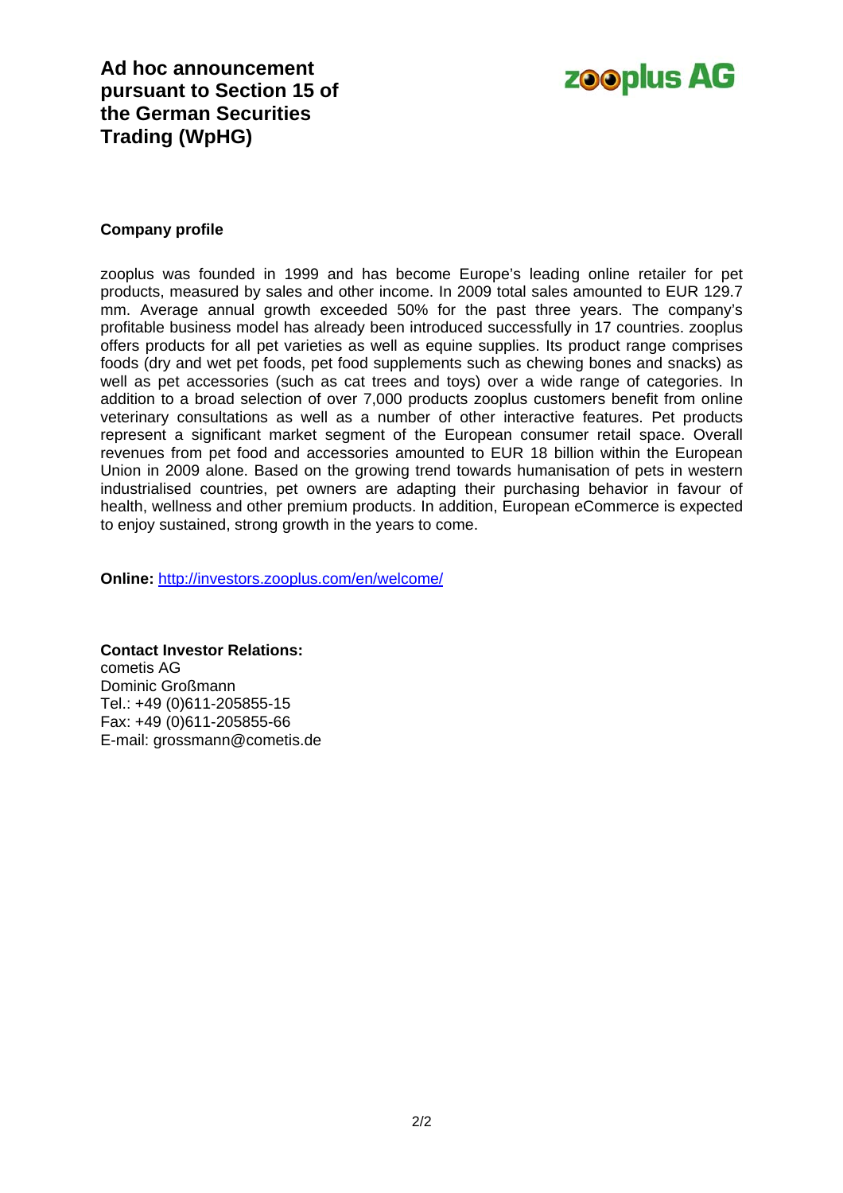# Ad hoc announcement pursuant to Section 15 of the German Securities Trading (WpHG)

zooplus AG

**Company profile**

zooplus was founded in 1999 and has become Europe's leading online retailer for pet products, measured by sales and other income. In 2009 total sales amounted to EUR 129.7 mm. Average annual growth exceeded 50% for the past three years. The company's profitable business model has already been introduced successfully in 17 countries. zooplus offers products for all pet varieties as well as equine supplies. Its product range comprises foods (dry and wet pet foods, pet food supplements such as chewing bones and snacks) as well as pet accessories (such as cat trees and toys) over a wide range of categories. In addition to a broad selection of over 7,000 products zooplus customers benefit from online veterinary consultations as well as a number of other interactive features. Pet products represent a significant market segment of the European consumer retail space. Overall revenues from pet food and accessories amounted to EUR 18 billion within the European Union in 2009 alone. Based on the growing trend towards humanisation of pets in western industrialised countries, pet owners are adapting their purchasing behavior in favour of health, wellness and other premium products. In addition, European eCommerce is expected to enjoy sustained, strong growth in the years to come.

**Online:** http://investors.zooplus.com/en/welcome/

**Contact Investor Relations:**
cometis AG
Dominic Großmann
Tel.: +49 (0)611-205855-15
Fax: +49 (0)611-205855-66
E-mail: grossmann@cometis.de